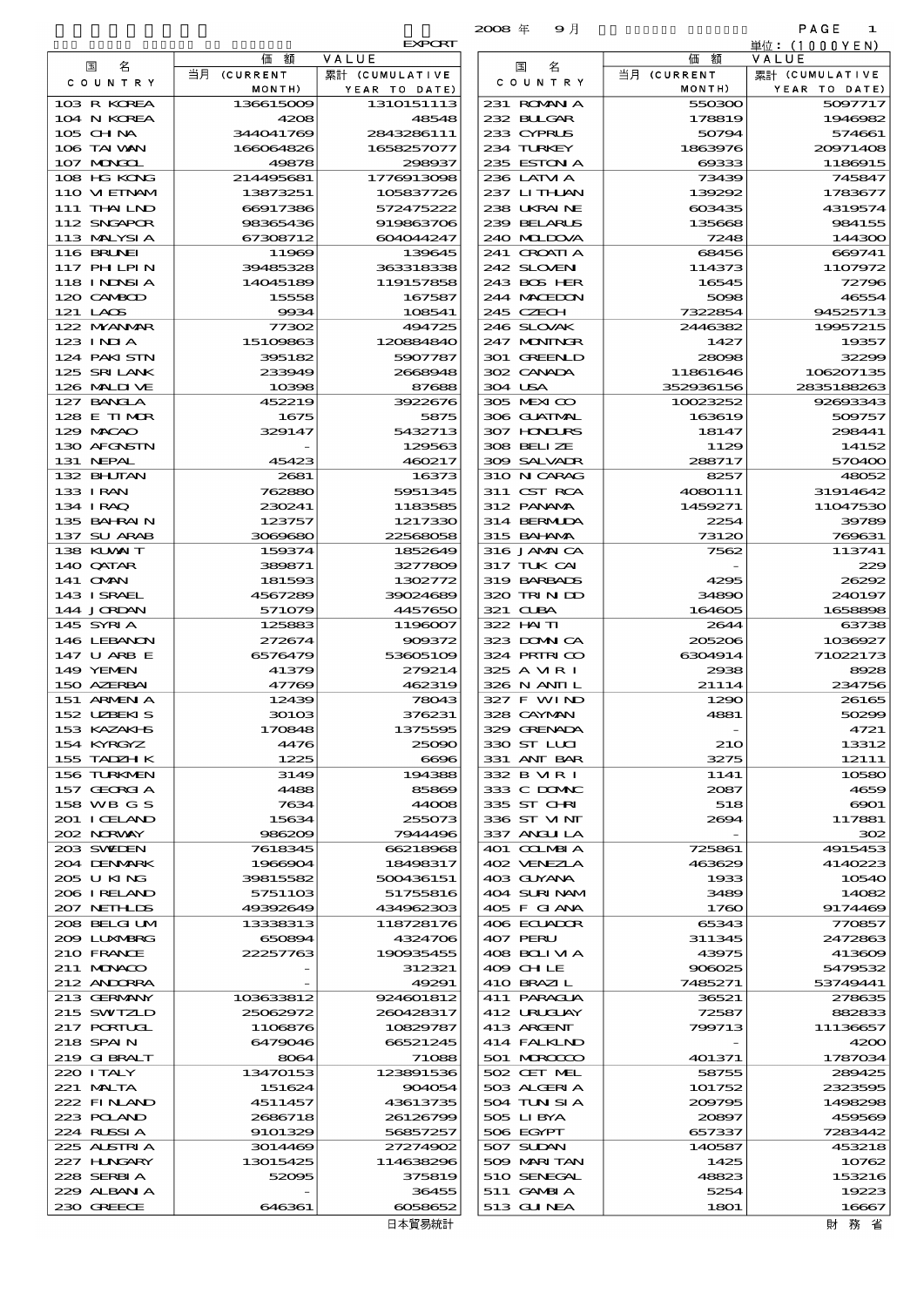EXPORT

2008 年 9 月

単位：(1000YEN)

| 国 名 COUNTRY | 価 額 VALUE 当月 (CURRENT MONTH) | 累計 (CUMULATIVE YEAR TO DATE) |
|---|---|---|
| 103 R KOREA | 136615009 | 1310151113 |
| 104 N KOREA | 4208 | 48548 |
| 105 CHINA | 344041769 | 2843286111 |
| 106 TAIWAN | 166064826 | 1658257077 |
| 107 MONGOL | 49878 | 298937 |
| 108 HG KONG | 214495681 | 1776913098 |
| 110 VIETNAM | 13873251 | 105837726 |
| 111 THAILND | 66917386 | 572475222 |
| 112 SNGAPOR | 98365436 | 919863706 |
| 113 MALYSIA | 67308712 | 604044247 |
| 116 BRUNEI | 11969 | 139645 |
| 117 PHILPIN | 39485328 | 363318338 |
| 118 INDNSIA | 14045189 | 119157858 |
| 120 CAMBOD | 15558 | 167587 |
| 121 LAOS | 9934 | 108541 |
| 122 MYANMAR | 77302 | 494725 |
| 123 INDIA | 15109863 | 120884840 |
| 124 PAKISTN | 395182 | 5907787 |
| 125 SRI LANK | 233949 | 2668948 |
| 126 MALDIVE | 10398 | 87688 |
| 127 BANGLA | 452219 | 3922676 |
| 128 E TIMOR | 1675 | 5875 |
| 129 MACAO | 329147 | 5432713 |
| 130 AFGNSTN | - | 129563 |
| 131 NEPAL | 45423 | 460217 |
| 132 BHUTAN | 2681 | 16373 |
| 133 IRAN | 762880 | 5951345 |
| 134 IRAQ | 230241 | 1183585 |
| 135 BAHRAIN | 137757 | 1217330 |
| 137 SU ARAB | 3069680 | 22568058 |
| 138 KUWAIT | 159374 | 1852649 |
| 140 QATAR | 389871 | 3277809 |
| 141 OMAN | 181593 | 1302772 |
| 143 ISRAEL | 4567289 | 39024689 |
| 144 JORDAN | 571079 | 4457650 |
| 145 SYRIA | 125883 | 1196007 |
| 146 LEBANON | 272674 | 909372 |
| 147 U ARB E | 6576479 | 53605109 |
| 149 YEMEN | 41379 | 279214 |
| 150 AZERBAI | 47769 | 462319 |
| 151 ARMENIA | 12439 | 78043 |
| 152 UZBEKIS | 30103 | 376231 |
| 153 KAZAKHS | 170848 | 1375595 |
| 154 KYRGYZ | 4476 | 25090 |
| 155 TADZHIK | 1225 | 6696 |
| 156 TURKMEN | 3149 | 194388 |
| 157 GEORGIA | 4488 | 85869 |
| 158 WB G S | 7634 | 44008 |
| 201 ICELAND | 15634 | 255073 |
| 202 NORWAY | 986209 | 7944496 |
| 203 SWEDEN | 7618345 | 66218968 |
| 204 DENMARK | 1966904 | 18498317 |
| 205 U KING | 39815582 | 500436151 |
| 206 IRELAND | 5751103 | 51755816 |
| 207 NETHLDS | 49392649 | 434962303 |
| 208 BELGIUM | 13338313 | 118728176 |
| 209 LUXMBRG | 650894 | 4324706 |
| 210 FRANCE | 22257763 | 190935455 |
| 211 MONACO | - | 312321 |
| 212 ANDORRA | - | 49291 |
| 213 GERMANY | 103633812 | 924601812 |
| 215 SWITZLD | 25062972 | 260428317 |
| 217 PORTUGL | 1106876 | 10829787 |
| 218 SPAIN | 6479046 | 66521245 |
| 219 GIBRALT | 8064 | 71088 |
| 220 ITALY | 13470153 | 123891536 |
| 221 MALTA | 151624 | 904054 |
| 222 FINLAND | 4511457 | 43613735 |
| 223 POLAND | 2686718 | 26126799 |
| 224 RUSSIA | 9101329 | 56857257 |
| 225 AUSTRIA | 3014469 | 27274902 |
| 227 HUNGARY | 13015425 | 114638296 |
| 228 SERBIA | 52095 | 375819 |
| 229 ALBANIA | - | 36455 |
| 230 GREECE | 646361 | 6058652 |
| 231 ROMANIA | 550300 | 5097717 |
| 232 BULGAR | 178819 | 1946982 |
| 233 CYPRUS | 50794 | 574661 |
| 234 TURKEY | 1863976 | 20971408 |
| 235 ESTONIA | 69333 | 1186915 |
| 236 LATVIA | 73439 | 745847 |
| 237 LITHUAN | 139292 | 1783677 |
| 238 UKRAINE | 603435 | 4319574 |
| 239 BELARUS | 135668 | 984155 |
| 240 MOLDOVA | 7248 | 144300 |
| 241 CROATIA | 68456 | 669741 |
| 242 SLOVEN | 114373 | 1107972 |
| 243 BOS HER | 16545 | 72796 |
| 244 MACEDON | 5098 | 46554 |
| 245 CZECH | 7322854 | 94525713 |
| 246 SLOVAK | 2446382 | 19957215 |
| 247 MONTNGR | 1427 | 19357 |
| 301 GREENLD | 28098 | 32299 |
| 302 CANADA | 11861646 | 106207135 |
| 304 USA | 352936156 | 2835188263 |
| 305 MEXICO | 10023252 | 92693343 |
| 306 GUATMAL | 163619 | 509757 |
| 307 HONDURS | 18147 | 298441 |
| 308 BELIZE | 1129 | 14152 |
| 309 SALVADR | 288717 | 570400 |
| 310 NICARAG | 8257 | 48052 |
| 311 CST RCA | 4080111 | 31914642 |
| 312 PANAMA | 1459271 | 11047530 |
| 314 BERMUDA | 2254 | 39789 |
| 315 BAHAMA | 73120 | 769631 |
| 316 JAMAICA | 7562 | 113741 |
| 317 TUK CAI | - | 229 |
| 319 BARBADS | 4295 | 26292 |
| 320 TRINIDD | 34890 | 240197 |
| 321 CUBA | 164605 | 1658898 |
| 322 HAITI | 2644 | 63738 |
| 323 DOMNICA | 205206 | 1036927 |
| 324 PRTRICO | 6304914 | 71022173 |
| 325 A VIRI | 2938 | 8928 |
| 326 N ANTIL | 21114 | 234756 |
| 327 F WIND | 1290 | 26165 |
| 328 CAYMAN | 4881 | 50299 |
| 329 GRENADA | - | 4721 |
| 330 ST LUCI | 210 | 13312 |
| 331 ANT BAR | 3275 | 12111 |
| 332 B VIRI | 1141 | 10580 |
| 333 C DOMNC | 2087 | 4659 |
| 335 ST CHRI | 518 | 6901 |
| 336 ST VINT | 2694 | 117881 |
| 337 ANGUILA | - | 302 |
| 401 COLMBIA | 725861 | 4915453 |
| 402 VENEZLA | 463629 | 4140223 |
| 403 GUYANA | 1933 | 10540 |
| 404 SURINAM | 3489 | 14082 |
| 405 F GIANA | 1760 | 9174469 |
| 406 ECUADOR | 65343 | 770857 |
| 407 PERU | 311345 | 2472863 |
| 408 BOLIVIA | 43975 | 413609 |
| 409 CHILE | 906025 | 5479532 |
| 410 BRAZIL | 7485271 | 53749441 |
| 411 PARAGUA | 36521 | 278635 |
| 412 URUGUAY | 72587 | 882833 |
| 413 ARGENT | 799713 | 11136657 |
| 414 FALKLND | - | 4200 |
| 501 MOROCCO | 401371 | 1787034 |
| 502 CET MEL | 58755 | 289425 |
| 503 ALGERIA | 101752 | 2323595 |
| 504 TUNISIA | 209795 | 1498298 |
| 505 LIBYA | 20897 | 459569 |
| 506 EGYPT | 657337 | 7283442 |
| 507 SUDAN | 140587 | 453218 |
| 509 MARITAN | 1425 | 10762 |
| 510 SENEGAL | 48823 | 153216 |
| 511 GAMBIA | 5254 | 19223 |
| 513 GUINEA | 1801 | 16667 |

日本貿易統計　　財 務 省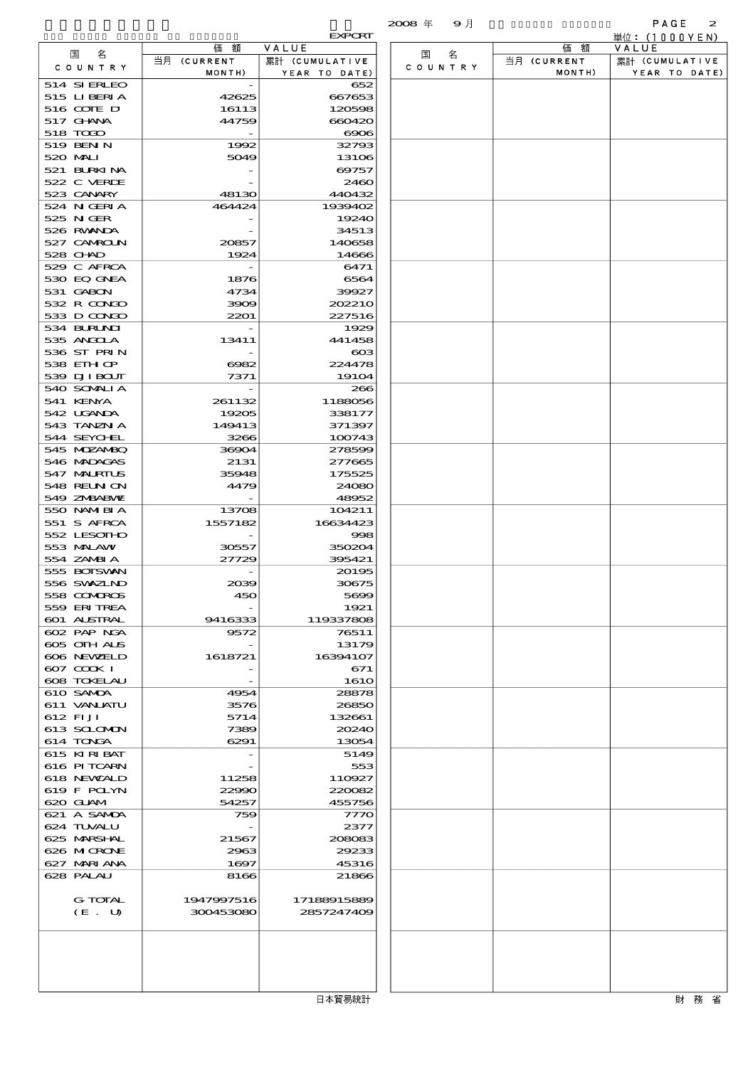EXPORT

2008 年 9 月

単位：(1000YEN)

| 国 名 COUNTRY | 価 額 VALUE 当月 (CURRENT MONTH) | 累計 (CUMULATIVE YEAR TO DATE) |
|---|---|---|
| 514 SIERLEO | - | 652 |
| 515 LIBERIA | 42625 | 667653 |
| 516 COTE D | 16113 | 120598 |
| 517 GHANA | 44759 | 660420 |
| 518 TOGO | - | 6906 |
| 519 BENIN | 1992 | 32793 |
| 520 MALI | 5049 | 13106 |
| 521 BURKINA | - | 69757 |
| 522 C VERDE | - | 2460 |
| 523 CANARY | 48130 | 440432 |
| 524 NIGERIA | 464424 | 1939402 |
| 525 NIGER | - | 19240 |
| 526 RWANDA | - | 34513 |
| 527 CAMROUN | 20857 | 140658 |
| 528 CHAD | 1924 | 14666 |
| 529 C AFRCA | - | 6471 |
| 530 EQ GNEA | 1876 | 6564 |
| 531 GABON | 4734 | 39927 |
| 532 R CONGO | 3909 | 202210 |
| 533 D CONGO | 2201 | 227516 |
| 534 BURUNDI | - | 1929 |
| 535 ANGOLA | 13411 | 441458 |
| 536 ST PRIN | - | 603 |
| 538 ETHIOP | 6982 | 224478 |
| 539 DJIBOUT | 7371 | 19104 |
| 540 SOMALIA | - | 266 |
| 541 KENYA | 261132 | 1188056 |
| 542 UGANDA | 19205 | 338177 |
| 543 TANZNIA | 149413 | 371397 |
| 544 SEYCHEL | 3266 | 100743 |
| 545 MOZAMBQ | 36904 | 278599 |
| 546 MADAGAS | 2131 | 277665 |
| 547 MAURTUS | 35948 | 175525 |
| 548 REUNION | 4479 | 24080 |
| 549 ZMBABWE | - | 48952 |
| 550 NAMIBIA | 13708 | 104211 |
| 551 S AFRCA | 1557182 | 16634423 |
| 552 LESOTHO | - | 998 |
| 553 MALAWI | 30557 | 350204 |
| 554 ZAMBIA | 27729 | 395421 |
| 555 BOTSWAN | - | 20195 |
| 556 SWAZLND | 2039 | 30675 |
| 558 COMOROS | 450 | 5699 |
| 559 ERITREA | - | 1921 |
| 601 AUSTRAL | 9416333 | 119337808 |
| 602 PAP NGA | 9572 | 76511 |
| 605 OTH AUS | - | 13179 |
| 606 NEWZELD | 1618721 | 16394107 |
| 607 COOK I | - | 671 |
| 608 TOKELAU | - | 1610 |
| 610 SAMOA | 4954 | 28878 |
| 611 VANUATU | 3576 | 26850 |
| 612 FIJI | 5714 | 132661 |
| 613 SOLOMON | 7389 | 20240 |
| 614 TONGA | 6291 | 13054 |
| 615 KIRIBAT | - | 5149 |
| 616 PITCARN | - | 553 |
| 618 NEWCALD | 11258 | 110927 |
| 619 F POLYN | 22990 | 220082 |
| 620 GUAM | 54257 | 455756 |
| 621 A SAMOA | 759 | 7770 |
| 624 TUVALU | - | 2377 |
| 625 MARSHAL | 21567 | 208083 |
| 626 MICRONE | 2963 | 29233 |
| 627 MARIANA | 1697 | 45316 |
| 628 PALAU | 8166 | 21866 |
| G-TOTAL | 1947997516 | 17188915889 |
| (E. U) | 300453080 | 2857247409 |

日本貿易統計

財 務 省